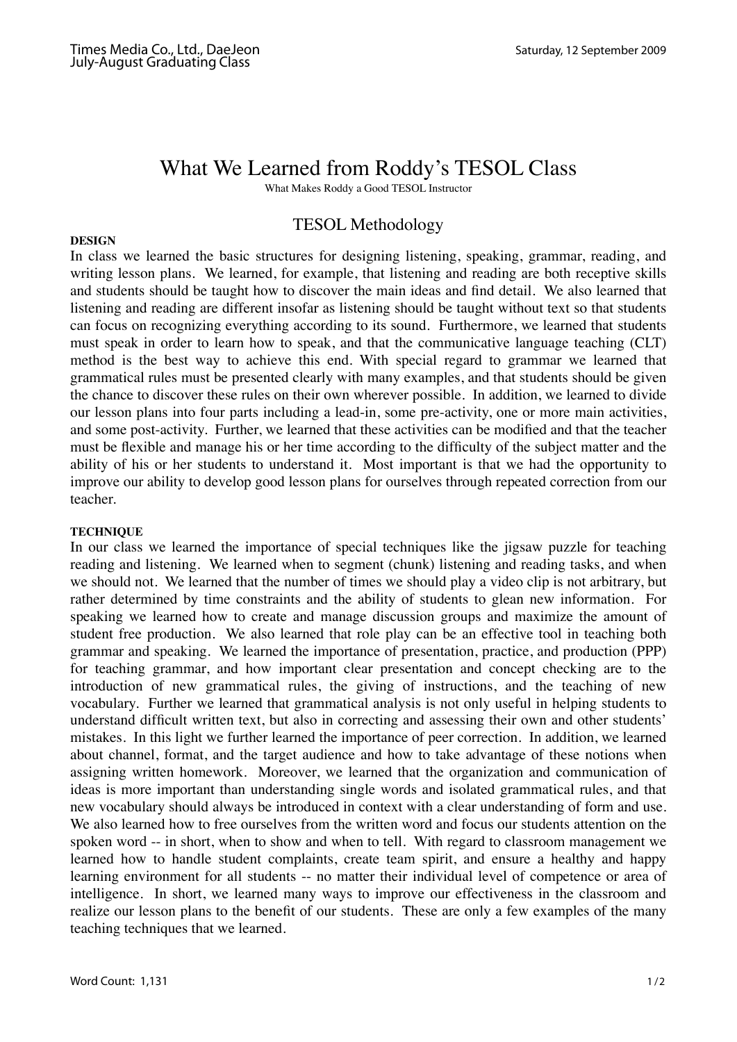# What We Learned from Roddy's TESOL Class

What Makes Roddy a Good TESOL Instructor

## TESOL Methodology

**DESIGN**

In class we learned the basic structures for designing listening, speaking, grammar, reading, and writing lesson plans. We learned, for example, that listening and reading are both receptive skills and students should be taught how to discover the main ideas and find detail. We also learned that listening and reading are different insofar as listening should be taught without text so that students can focus on recognizing everything according to its sound. Furthermore, we learned that students must speak in order to learn how to speak, and that the communicative language teaching (CLT) method is the best way to achieve this end. With special regard to grammar we learned that grammatical rules must be presented clearly with many examples, and that students should be given the chance to discover these rules on their own wherever possible. In addition, we learned to divide our lesson plans into four parts including a lead-in, some pre-activity, one or more main activities, and some post-activity. Further, we learned that these activities can be modified and that the teacher must be flexible and manage his or her time according to the difficulty of the subject matter and the ability of his or her students to understand it. Most important is that we had the opportunity to improve our ability to develop good lesson plans for ourselves through repeated correction from our teacher.

**TECHNIQUE**

In our class we learned the importance of special techniques like the jigsaw puzzle for teaching reading and listening. We learned when to segment (chunk) listening and reading tasks, and when we should not. We learned that the number of times we should play a video clip is not arbitrary, but rather determined by time constraints and the ability of students to glean new information. For speaking we learned how to create and manage discussion groups and maximize the amount of student free production. We also learned that role play can be an effective tool in teaching both grammar and speaking. We learned the importance of presentation, practice, and production (PPP) for teaching grammar, and how important clear presentation and concept checking are to the introduction of new grammatical rules, the giving of instructions, and the teaching of new vocabulary. Further we learned that grammatical analysis is not only useful in helping students to understand difficult written text, but also in correcting and assessing their own and other students' mistakes. In this light we further learned the importance of peer correction. In addition, we learned about channel, format, and the target audience and how to take advantage of these notions when assigning written homework. Moreover, we learned that the organization and communication of ideas is more important than understanding single words and isolated grammatical rules, and that new vocabulary should always be introduced in context with a clear understanding of form and use. We also learned how to free ourselves from the written word and focus our students attention on the spoken word -- in short, when to show and when to tell. With regard to classroom management we learned how to handle student complaints, create team spirit, and ensure a healthy and happy learning environment for all students -- no matter their individual level of competence or area of intelligence. In short, we learned many ways to improve our effectiveness in the classroom and realize our lesson plans to the benefit of our students. These are only a few examples of the many teaching techniques that we learned.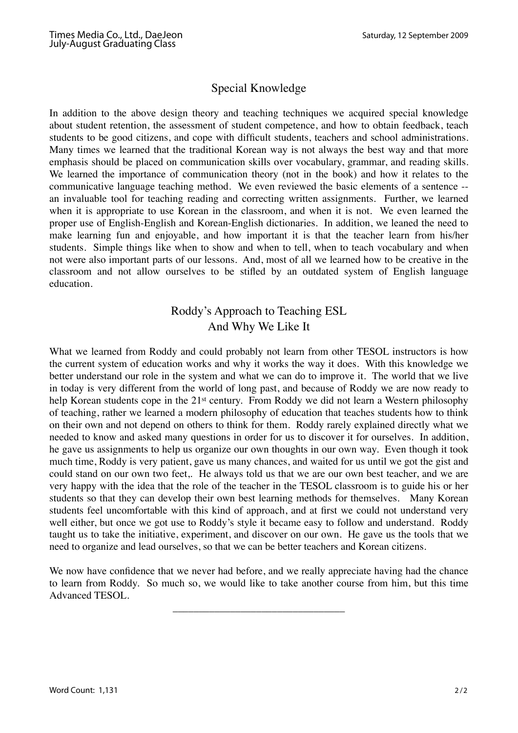## Special Knowledge

In addition to the above design theory and teaching techniques we acquired special knowledge about student retention, the assessment of student competence, and how to obtain feedback, teach students to be good citizens, and cope with difficult students, teachers and school administrations. Many times we learned that the traditional Korean way is not always the best way and that more emphasis should be placed on communication skills over vocabulary, grammar, and reading skills. We learned the importance of communication theory (not in the book) and how it relates to the communicative language teaching method. We even reviewed the basic elements of a sentence -- an invaluable tool for teaching reading and correcting written assignments. Further, we learned when it is appropriate to use Korean in the classroom, and when it is not. We even learned the proper use of English-English and Korean-English dictionaries. In addition, we leaned the need to make learning fun and enjoyable, and how important it is that the teacher learn from his/her students. Simple things like when to show and when to tell, when to teach vocabulary and when not were also important parts of our lessons. And, most of all we learned how to be creative in the classroom and not allow ourselves to be stifled by an outdated system of English language education.

## Roddy's Approach to Teaching ESL And Why We Like It

What we learned from Roddy and could probably not learn from other TESOL instructors is how the current system of education works and why it works the way it does. With this knowledge we better understand our role in the system and what we can do to improve it. The world that we live in today is very different from the world of long past, and because of Roddy we are now ready to help Korean students cope in the 21st century. From Roddy we did not learn a Western philosophy of teaching, rather we learned a modern philosophy of education that teaches students how to think on their own and not depend on others to think for them. Roddy rarely explained directly what we needed to know and asked many questions in order for us to discover it for ourselves. In addition, he gave us assignments to help us organize our own thoughts in our own way. Even though it took much time, Roddy is very patient, gave us many chances, and waited for us until we got the gist and could stand on our own two feet,. He always told us that we are our own best teacher, and we are very happy with the idea that the role of the teacher in the TESOL classroom is to guide his or her students so that they can develop their own best learning methods for themselves. Many Korean students feel uncomfortable with this kind of approach, and at first we could not understand very well either, but once we got use to Roddy's style it became easy to follow and understand. Roddy taught us to take the initiative, experiment, and discover on our own. He gave us the tools that we need to organize and lead ourselves, so that we can be better teachers and Korean citizens.

We now have confidence that we never had before, and we really appreciate having had the chance to learn from Roddy. So much so, we would like to take another course from him, but this time Advanced TESOL.

---

Word Count: 1,131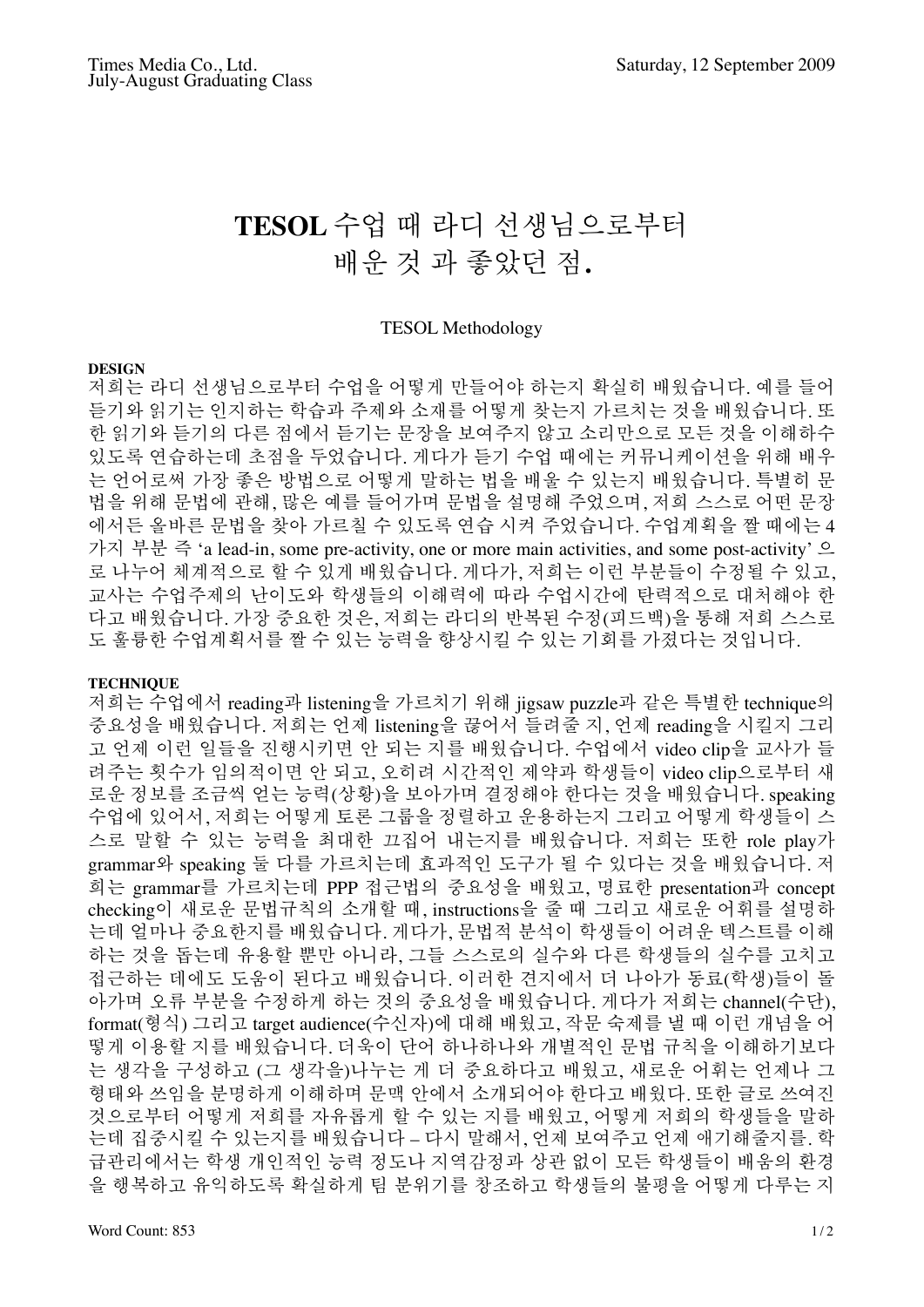# TESOL 수업 때 라디 선생님으로부터 배운 것 과 좋았던 점.

TESOL Methodology

**DESIGN**

저희는 라디 선생님으로부터 수업을 어떻게 만들어야 하는지 확실히 배웠습니다. 예를 들어 듣기와 읽기는 인지하는 학습과 주제와 소재를 어떻게 찾는지 가르치는 것을 배웠습니다. 또한 읽기와 듣기의 다른 점에서 듣기는 문장을 보여주지 않고 소리만으로 모든 것을 이해하수 있도록 연습하는데 초점을 두었습니다. 게다가 듣기 수업 때에는 커뮤니케이션을 위해 배우는 언어로써 가장 좋은 방법으로 어떻게 말하는 법을 배울 수 있는지 배웠습니다. 특별히 문법을 위해 문법에 관해, 많은 예를 들어가며 문법을 설명해 주었으며, 저희 스스로 어떤 문장에서든 올바른 문법을 찾아 가르칠 수 있도록 연습 시켜 주었습니다. 수업계획을 짤 때에는 4가지 부분 즉 'a lead-in, some pre-activity, one or more main activities, and some post-activity' 으로 나누어 체계적으로 할 수 있게 배웠습니다. 게다가, 저희는 이런 부분들이 수정될 수 있고, 교사는 수업주제의 난이도와 학생들의 이해력에 따라 수업시간에 탄력적으로 대처해야 한다고 배웠습니다. 가장 중요한 것은, 저희는 라디의 반복된 수정(피드백)을 통해 저희 스스로도 훌륭한 수업계획서를 짤 수 있는 능력을 향상시킬 수 있는 기회를 가졌다는 것입니다.

**TECHNIQUE**

저희는 수업에서 reading과 listening을 가르치기 위해 jigsaw puzzle과 같은 특별한 technique의 중요성을 배웠습니다. 저희는 언제 listening을 끊어서 들려줄 지, 언제 reading을 시킬지 그리고 언제 이런 일들을 진행시키면 안 되는 지를 배웠습니다. 수업에서 video clip을 교사가 들려주는 횟수가 임의적이면 안 되고, 오히려 시간적인 제약과 학생들이 video clip으로부터 새로운 정보를 조금씩 얻는 능력(상황)을 보아가며 결정해야 한다는 것을 배웠습니다. speaking 수업에 있어서, 저희는 어떻게 토론 그룹을 정렬하고 운용하는지 그리고 어떻게 학생들이 스스로 말할 수 있는 능력을 최대한 끄집어 내는지를 배웠습니다. 저희는 또한 role play가 grammar와 speaking 둘 다를 가르치는데 효과적인 도구가 될 수 있다는 것을 배웠습니다. 저희는 grammar를 가르치는데 PPP 접근법의 중요성을 배웠고, 명료한 presentation과 concept checking이 새로운 문법규칙의 소개할 때, instructions을 줄 때 그리고 새로운 어휘를 설명하는데 얼마나 중요한지를 배웠습니다. 게다가, 문법적 분석이 학생들이 어려운 텍스트를 이해하는 것을 돕는데 유용할 뿐만 아니라, 그들 스스로의 실수와 다른 학생들의 실수를 고치고 접근하는 데에도 도움이 된다고 배웠습니다. 이러한 견지에서 더 나아가 동료(학생)들이 돌아가며 오류 부분을 수정하게 하는 것의 중요성을 배웠습니다. 게다가 저희는 channel(수단), format(형식) 그리고 target audience(수신자)에 대해 배웠고, 작문 숙제를 낼 때 이런 개념을 어떻게 이용할 지를 배웠습니다. 더욱이 단어 하나하나와 개별적인 문법 규칙을 이해하기보다는 생각을 구성하고 (그 생각을)나누는 게 더 중요하다고 배웠고, 새로운 어휘는 언제나 그 형태와 쓰임을 분명하게 이해하며 문맥 안에서 소개되어야 한다고 배웠다. 또한 글로 쓰여진 것으로부터 어떻게 저희를 자유롭게 할 수 있는 지를 배웠고, 어떻게 저희의 학생들을 말하는데 집중시킬 수 있는지를 배웠습니다 – 다시 말해서, 언제 보여주고 언제 애기해줄지를. 학급관리에서는 학생 개인적인 능력 정도나 지역감정과 상관 없이 모든 학생들이 배움의 환경을 행복하고 유익하도록 확실하게 팀 분위기를 창조하고 학생들의 불평을 어떻게 다루는 지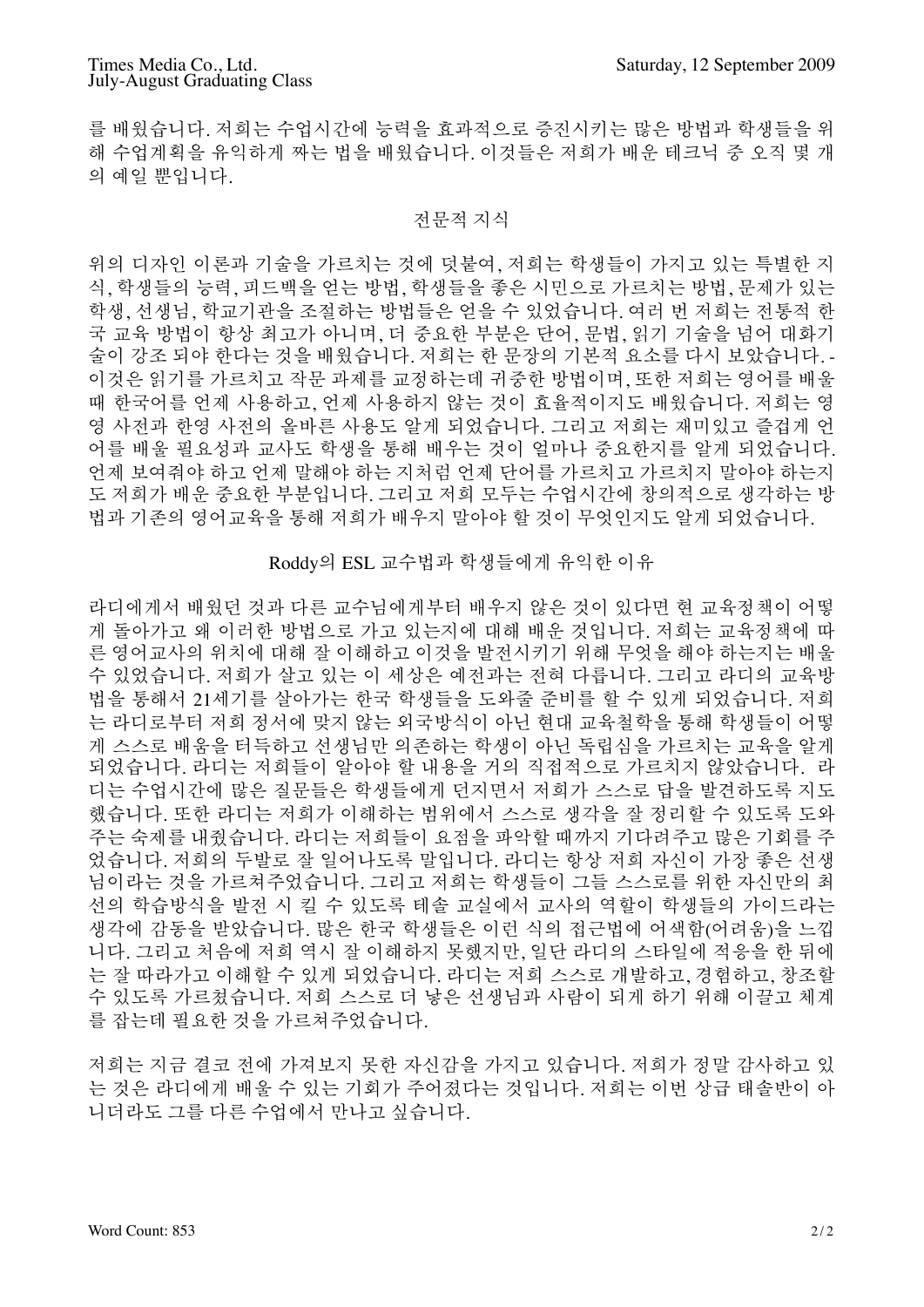를 배웠습니다. 저희는 수업시간에 능력을 효과적으로 증진시키는 많은 방법과 학생들을 위해 수업계획을 유익하게 짜는 법을 배웠습니다. 이것들은 저희가 배운 테크닉 중 오직 몇 개의 예일 뿐입니다.

## 전문적 지식

위의 디자인 이론과 기술을 가르치는 것에 덧붙여, 저희는 학생들이 가지고 있는 특별한 지식, 학생들의 능력, 피드백을 얻는 방법, 학생들을 좋은 시민으로 가르치는 방법, 문제가 있는 학생, 선생님, 학교기관을 조절하는 방법들은 얻을 수 있었습니다. 여러 번 저희는 전통적 한국 교육 방법이 항상 최고가 아니며, 더 중요한 부분은 단어, 문법, 읽기 기술을 넘어 대화기술이 강조 되야 한다는 것을 배웠습니다. 저희는 한 문장의 기본적 요소를 다시 보았습니다. - 이것은 읽기를 가르치고 작문 과제를 교정하는데 귀중한 방법이며, 또한 저희는 영어를 배울 때 한국어를 언제 사용하고, 언제 사용하지 않는 것이 효율적이지도 배웠습니다. 저희는 영영 사전과 한영 사전의 올바른 사용도 알게 되었습니다. 그리고 저희는 재미있고 즐겁게 언어를 배울 필요성과 교사도 학생을 통해 배우는 것이 얼마나 중요한지를 알게 되었습니다. 언제 보여줘야 하고 언제 말해야 하는 지처럼 언제 단어를 가르치고 가르치지 말아야 하는지도 저희가 배운 중요한 부분입니다. 그리고 저희 모두는 수업시간에 창의적으로 생각하는 방법과 기존의 영어교육을 통해 저희가 배우지 말아야 할 것이 무엇인지도 알게 되었습니다.

## Roddy의 ESL 교수법과 학생들에게 유익한 이유

라디에게서 배웠던 것과 다른 교수님에게부터 배우지 않은 것이 있다면 현 교육정책이 어떻게 돌아가고 왜 이러한 방법으로 가고 있는지에 대해 배운 것입니다. 저희는 교육정책에 따른 영어교사의 위치에 대해 잘 이해하고 이것을 발전시키기 위해 무엇을 해야 하는지는 배울 수 있었습니다. 저희가 살고 있는 이 세상은 예전과는 전혀 다릅니다. 그리고 라디의 교육방법을 통해서 21세기를 살아가는 한국 학생들을 도와줄 준비를 할 수 있게 되었습니다. 저희는 라디로부터 저희 정서에 맞지 않는 외국방식이 아닌 현대 교육철학을 통해 학생들이 어떻게 스스로 배움을 터득하고 선생님만 의존하는 학생이 아닌 독립심을 가르치는 교육을 알게 되었습니다. 라디는 저희들이 알아야 할 내용을 거의 직접적으로 가르치지 않았습니다. 라디는 수업시간에 많은 질문들은 학생들에게 던지면서 저희가 스스로 답을 발견하도록 지도했습니다. 또한 라디는 저희가 이해하는 범위에서 스스로 생각을 잘 정리할 수 있도록 도와주는 숙제를 내줬습니다. 라디는 저희들이 요점을 파악할 때까지 기다려주고 많은 기회를 주었습니다. 저희의 두발로 잘 일어나도록 말입니다. 라디는 항상 저희 자신이 가장 좋은 선생님이라는 것을 가르쳐주었습니다. 그리고 저희는 학생들이 그들 스스로를 위한 자신만의 최선의 학습방식을 발전 시 킬 수 있도록 테솔 교실에서 교사의 역할이 학생들의 가이드라는 생각에 감동을 받았습니다. 많은 한국 학생들은 이런 식의 접근법에 어색함(어려움)을 느낍니다. 그리고 처음에 저희 역시 잘 이해하지 못했지만, 일단 라디의 스타일에 적응을 한 뒤에는 잘 따라가고 이해할 수 있게 되었습니다. 라디는 저희 스스로 개발하고, 경험하고, 창조할 수 있도록 가르쳤습니다. 저희 스스로 더 낳은 선생님과 사람이 되게 하기 위해 이끌고 체계를 잡는데 필요한 것을 가르쳐주었습니다.

저희는 지금 결코 전에 가져보지 못한 자신감을 가지고 있습니다. 저희가 정말 감사하고 있는 것은 라디에게 배울 수 있는 기회가 주어졌다는 것입니다. 저희는 이번 상급 태솔반이 아니더라도 그를 다른 수업에서 만나고 싶습니다.

Word Count: 853